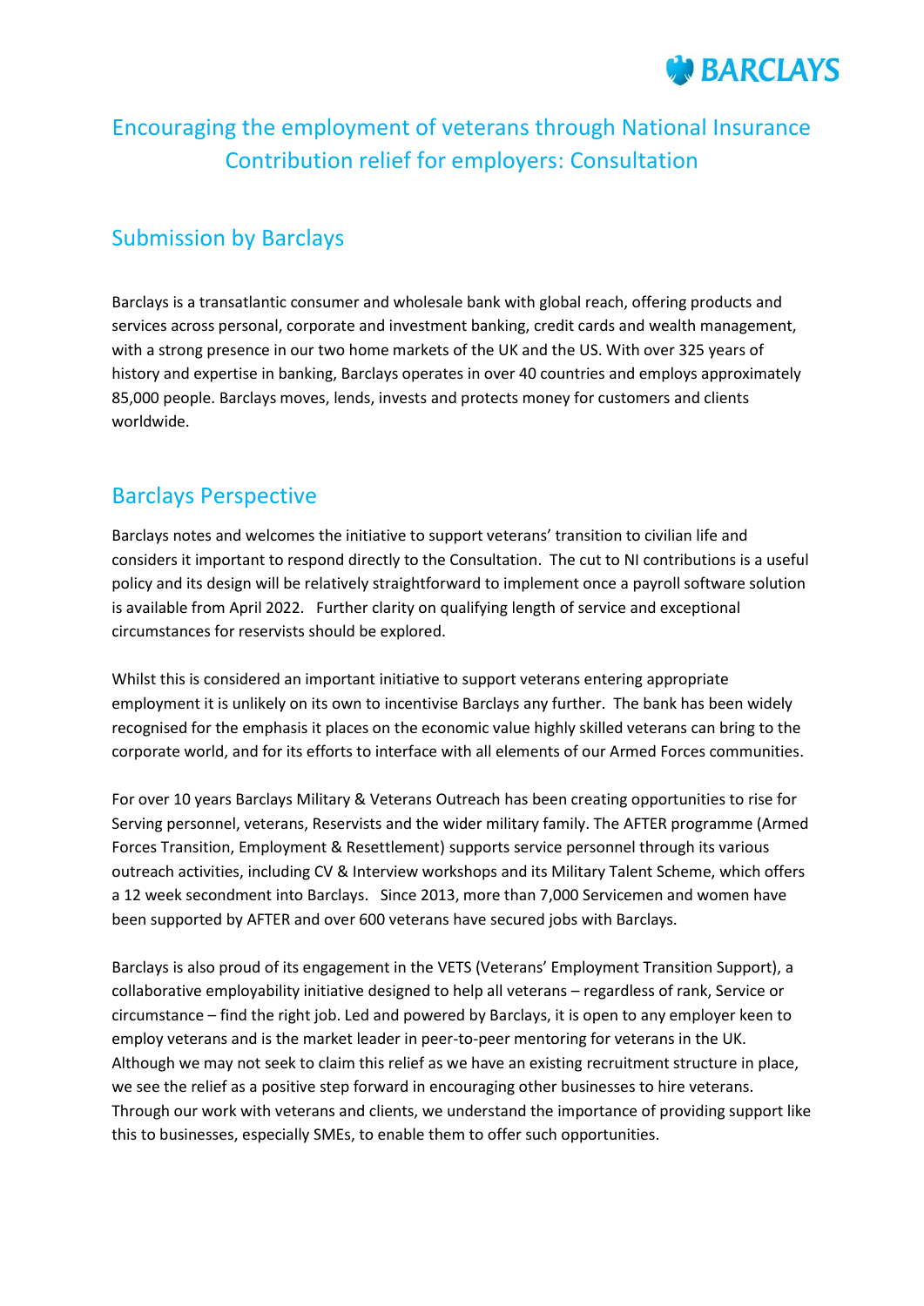# Encouraging the employment of veterans through National Insurance Contribution relief for employers: Consultation

## Submission by Barclays

Barclays is a transatlantic consumer and wholesale bank with global reach, offering products and services across personal, corporate and investment banking, credit cards and wealth management, with a strong presence in our two home markets of the UK and the US. With over 325 years of history and expertise in banking, Barclays operates in over 40 countries and employs approximately 85,000 people. Barclays moves, lends, invests and protects money for customers and clients worldwide.

## Barclays Perspective

Barclays notes and welcomes the initiative to support veterans' transition to civilian life and considers it important to respond directly to the Consultation. The cut to NI contributions is a useful policy and its design will be relatively straightforward to implement once a payroll software solution is available from April 2022. Further clarity on qualifying length of service and exceptional circumstances for reservists should be explored.

Whilst this is considered an important initiative to support veterans entering appropriate employment it is unlikely on its own to incentivise Barclays any further. The bank has been widely recognised for the emphasis it places on the economic value highly skilled veterans can bring to the corporate world, and for its efforts to interface with all elements of our Armed Forces communities.

For over 10 years Barclays Military & Veterans Outreach has been creating opportunities to rise for Serving personnel, veterans, Reservists and the wider military family. The AFTER programme (Armed Forces Transition, Employment & Resettlement) supports service personnel through its various outreach activities, including CV & Interview workshops and its Military Talent Scheme, which offers a 12 week secondment into Barclays. Since 2013, more than 7,000 Servicemen and women have been supported by AFTER and over 600 veterans have secured jobs with Barclays.

Barclays is also proud of its engagement in the VETS (Veterans' Employment Transition Support), a collaborative employability initiative designed to help all veterans – regardless of rank, Service or circumstance – find the right job. Led and powered by Barclays, it is open to any employer keen to employ veterans and is the market leader in peer-to-peer mentoring for veterans in the UK. Although we may not seek to claim this relief as we have an existing recruitment structure in place, we see the relief as a positive step forward in encouraging other businesses to hire veterans. Through our work with veterans and clients, we understand the importance of providing support like this to businesses, especially SMEs, to enable them to offer such opportunities.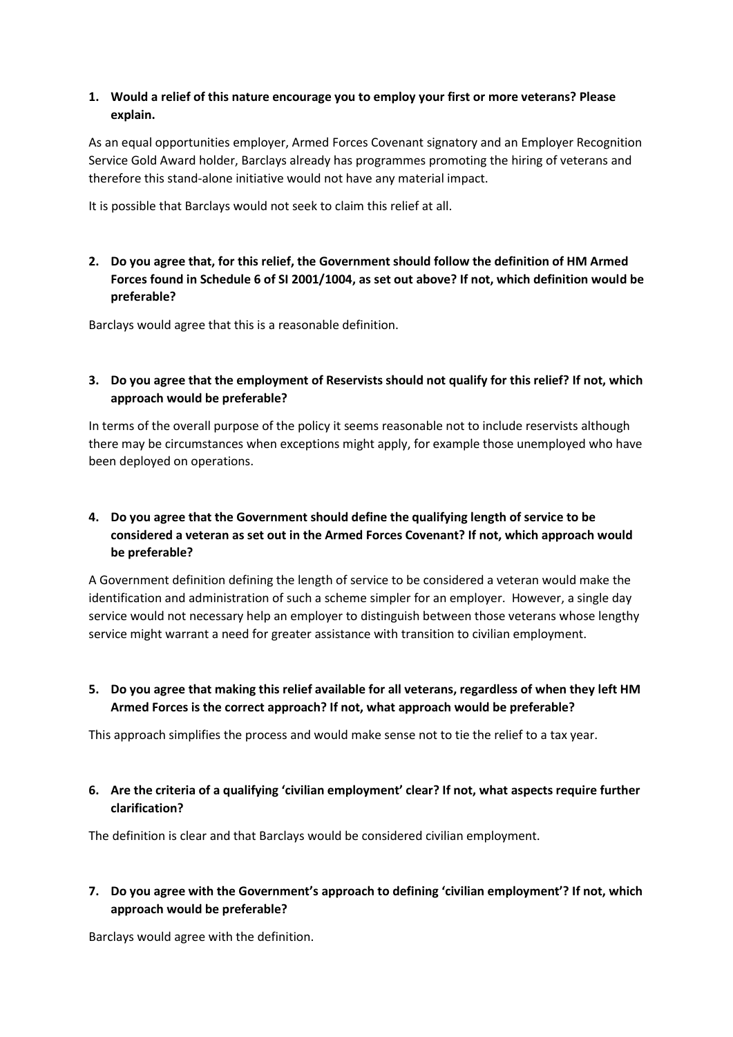1. **Would a relief of this nature encourage you to employ your first or more veterans? Please explain.**

As an equal opportunities employer, Armed Forces Covenant signatory and an Employer Recognition Service Gold Award holder, Barclays already has programmes promoting the hiring of veterans and therefore this stand-alone initiative would not have any material impact.

It is possible that Barclays would not seek to claim this relief at all.

2. **Do you agree that, for this relief, the Government should follow the definition of HM Armed Forces found in Schedule 6 of SI 2001/1004, as set out above? If not, which definition would be preferable?**

Barclays would agree that this is a reasonable definition.

3. **Do you agree that the employment of Reservists should not qualify for this relief? If not, which approach would be preferable?**

In terms of the overall purpose of the policy it seems reasonable not to include reservists although there may be circumstances when exceptions might apply, for example those unemployed who have been deployed on operations.

4. **Do you agree that the Government should define the qualifying length of service to be considered a veteran as set out in the Armed Forces Covenant? If not, which approach would be preferable?**

A Government definition defining the length of service to be considered a veteran would make the identification and administration of such a scheme simpler for an employer. However, a single day service would not necessary help an employer to distinguish between those veterans whose lengthy service might warrant a need for greater assistance with transition to civilian employment.

5. **Do you agree that making this relief available for all veterans, regardless of when they left HM Armed Forces is the correct approach? If not, what approach would be preferable?**

This approach simplifies the process and would make sense not to tie the relief to a tax year.

6. **Are the criteria of a qualifying 'civilian employment' clear? If not, what aspects require further clarification?**

The definition is clear and that Barclays would be considered civilian employment.

7. **Do you agree with the Government's approach to defining 'civilian employment'? If not, which approach would be preferable?**

Barclays would agree with the definition.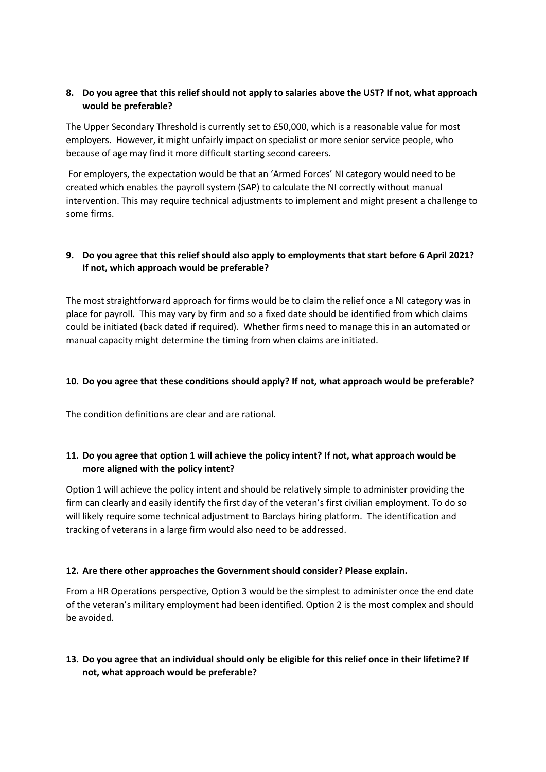**8. Do you agree that this relief should not apply to salaries above the UST? If not, what approach would be preferable?**

The Upper Secondary Threshold is currently set to £50,000, which is a reasonable value for most employers. However, it might unfairly impact on specialist or more senior service people, who because of age may find it more difficult starting second careers.

For employers, the expectation would be that an 'Armed Forces' NI category would need to be created which enables the payroll system (SAP) to calculate the NI correctly without manual intervention. This may require technical adjustments to implement and might present a challenge to some firms.

**9. Do you agree that this relief should also apply to employments that start before 6 April 2021? If not, which approach would be preferable?**

The most straightforward approach for firms would be to claim the relief once a NI category was in place for payroll. This may vary by firm and so a fixed date should be identified from which claims could be initiated (back dated if required). Whether firms need to manage this in an automated or manual capacity might determine the timing from when claims are initiated.

**10. Do you agree that these conditions should apply? If not, what approach would be preferable?**

The condition definitions are clear and are rational.

**11. Do you agree that option 1 will achieve the policy intent? If not, what approach would be more aligned with the policy intent?**

Option 1 will achieve the policy intent and should be relatively simple to administer providing the firm can clearly and easily identify the first day of the veteran's first civilian employment. To do so will likely require some technical adjustment to Barclays hiring platform. The identification and tracking of veterans in a large firm would also need to be addressed.

**12. Are there other approaches the Government should consider? Please explain.**

From a HR Operations perspective, Option 3 would be the simplest to administer once the end date of the veteran's military employment had been identified. Option 2 is the most complex and should be avoided.

**13. Do you agree that an individual should only be eligible for this relief once in their lifetime? If not, what approach would be preferable?**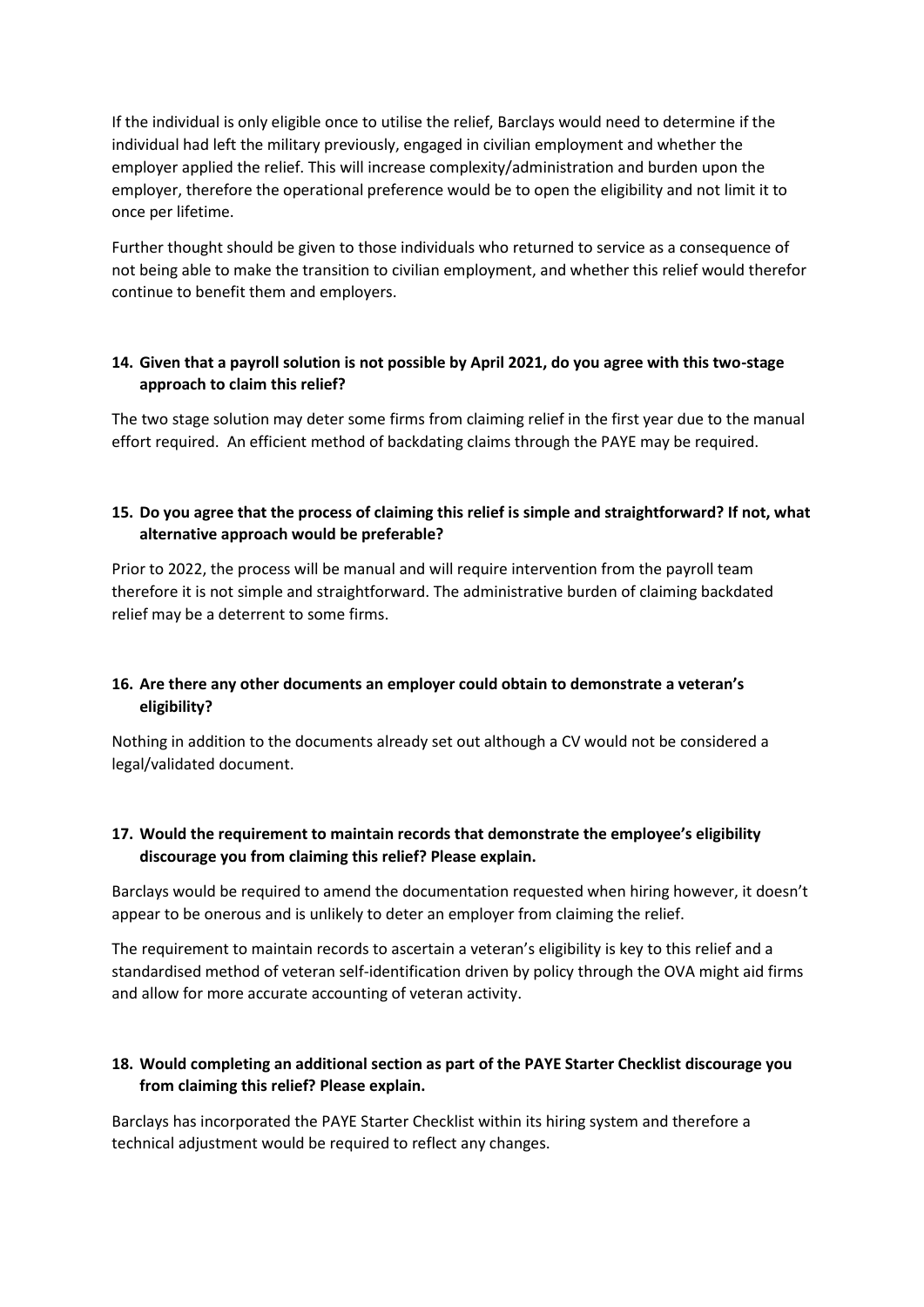If the individual is only eligible once to utilise the relief, Barclays would need to determine if the individual had left the military previously, engaged in civilian employment and whether the employer applied the relief. This will increase complexity/administration and burden upon the employer, therefore the operational preference would be to open the eligibility and not limit it to once per lifetime.

Further thought should be given to those individuals who returned to service as a consequence of not being able to make the transition to civilian employment, and whether this relief would therefor continue to benefit them and employers.

**14. Given that a payroll solution is not possible by April 2021, do you agree with this two-stage approach to claim this relief?**

The two stage solution may deter some firms from claiming relief in the first year due to the manual effort required. An efficient method of backdating claims through the PAYE may be required.

**15. Do you agree that the process of claiming this relief is simple and straightforward? If not, what alternative approach would be preferable?**

Prior to 2022, the process will be manual and will require intervention from the payroll team therefore it is not simple and straightforward. The administrative burden of claiming backdated relief may be a deterrent to some firms.

**16. Are there any other documents an employer could obtain to demonstrate a veteran's eligibility?**

Nothing in addition to the documents already set out although a CV would not be considered a legal/validated document.

**17. Would the requirement to maintain records that demonstrate the employee's eligibility discourage you from claiming this relief? Please explain.**

Barclays would be required to amend the documentation requested when hiring however, it doesn't appear to be onerous and is unlikely to deter an employer from claiming the relief.

The requirement to maintain records to ascertain a veteran's eligibility is key to this relief and a standardised method of veteran self-identification driven by policy through the OVA might aid firms and allow for more accurate accounting of veteran activity.

**18. Would completing an additional section as part of the PAYE Starter Checklist discourage you from claiming this relief? Please explain.**

Barclays has incorporated the PAYE Starter Checklist within its hiring system and therefore a technical adjustment would be required to reflect any changes.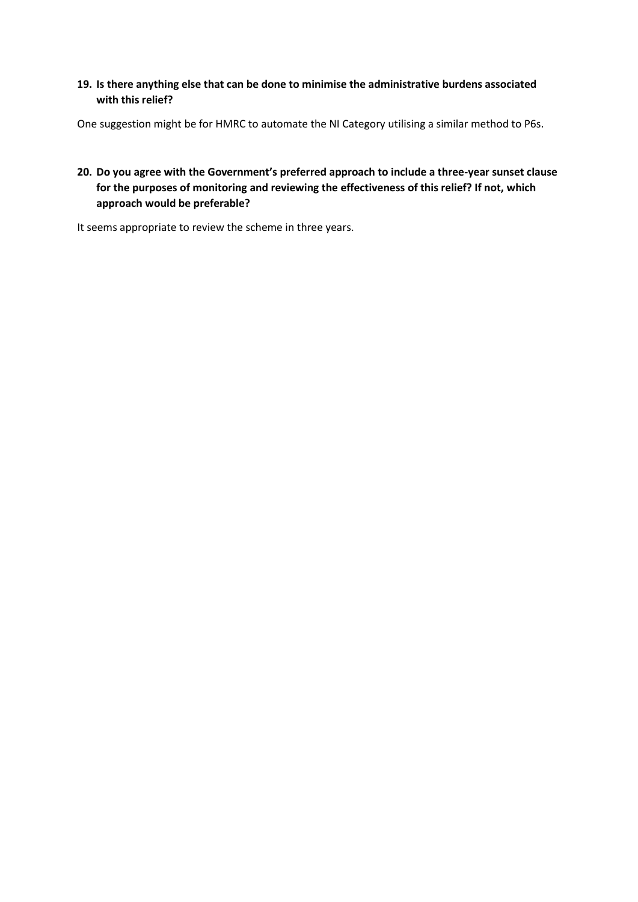**19. Is there anything else that can be done to minimise the administrative burdens associated with this relief?**

One suggestion might be for HMRC to automate the NI Category utilising a similar method to P6s.

**20. Do you agree with the Government's preferred approach to include a three-year sunset clause for the purposes of monitoring and reviewing the effectiveness of this relief? If not, which approach would be preferable?**

It seems appropriate to review the scheme in three years.